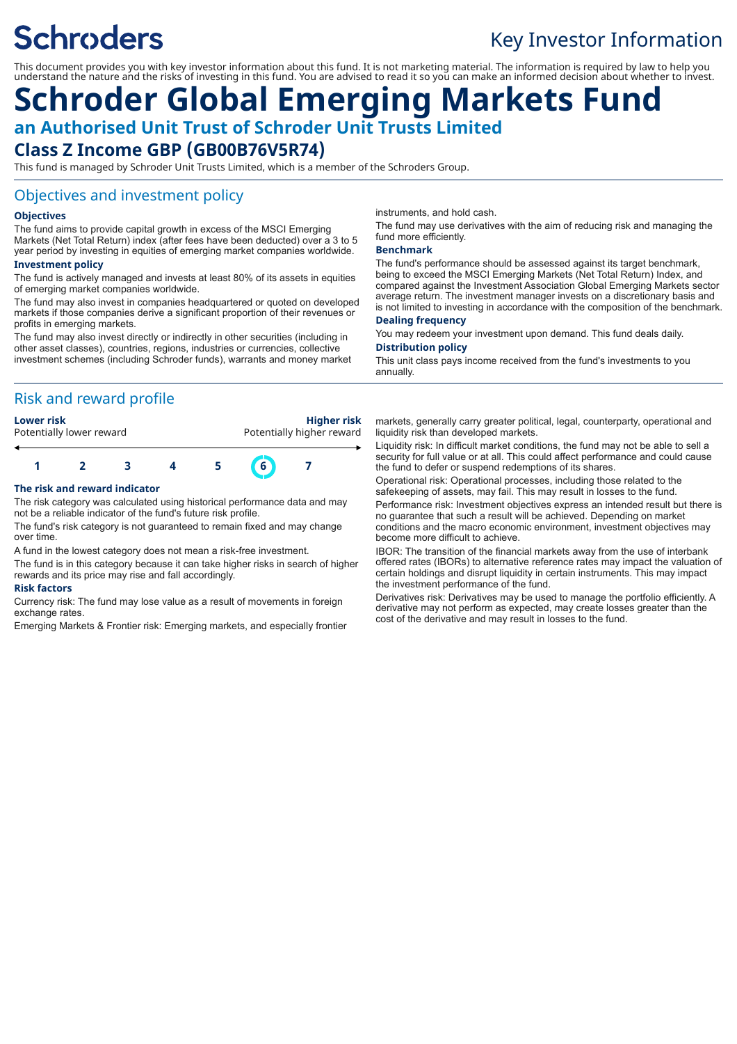# Schroders

Key Investor Information

This document provides you with key investor information about this fund. It is not marketing material. The information is required by law to help you understand the nature and the risks of investing in this fund. You are advised to read it so you can make an informed decision about whether to invest.

# Schroder Global Emerging Markets Fund

## an Authorised Unit Trust of Schroder Unit Trusts Limited

## Class Z Income GBP (GB00B76V5R74)

This fund is managed by Schroder Unit Trusts Limited, which is a member of the Schroders Group.

## Objectives and investment policy

### Objectives

The fund aims to provide capital growth in excess of the MSCI Emerging Markets (Net Total Return) index (after fees have been deducted) over a 3 to 5 year period by investing in equities of emerging market companies worldwide.

### Investment policy

The fund is actively managed and invests at least 80% of its assets in equities of emerging market companies worldwide.

The fund may also invest in companies headquartered or quoted on developed markets if those companies derive a significant proportion of their revenues or profits in emerging markets.

The fund may also invest directly or indirectly in other securities (including in other asset classes), countries, regions, industries or currencies, collective investment schemes (including Schroder funds), warrants and money market instruments, and hold cash.

The fund may use derivatives with the aim of reducing risk and managing the fund more efficiently.

### Benchmark

The fund's performance should be assessed against its target benchmark, being to exceed the MSCI Emerging Markets (Net Total Return) Index, and compared against the Investment Association Global Emerging Markets sector average return. The investment manager invests on a discretionary basis and is not limited to investing in accordance with the composition of the benchmark.

### Dealing frequency

You may redeem your investment upon demand. This fund deals daily.

### Distribution policy

This unit class pays income received from the fund's investments to you annually.

## Risk and reward profile

| **Lower risk** | | | | | | **Higher risk** |
|---|---|---|---|---|---|---|
| Potentially lower reward | | | | | | Potentially higher reward |
| 1 | 2 | 3 | 4 | 5 | **6** | 7 |

### The risk and reward indicator

The risk category was calculated using historical performance data and may not be a reliable indicator of the fund's future risk profile.

The fund's risk category is not guaranteed to remain fixed and may change over time.

A fund in the lowest category does not mean a risk-free investment.

The fund is in this category because it can take higher risks in search of higher rewards and its price may rise and fall accordingly.

### Risk factors

Currency risk: The fund may lose value as a result of movements in foreign exchange rates.

Emerging Markets & Frontier risk: Emerging markets, and especially frontier markets, generally carry greater political, legal, counterparty, operational and liquidity risk than developed markets.

Liquidity risk: In difficult market conditions, the fund may not be able to sell a security for full value or at all. This could affect performance and could cause the fund to defer or suspend redemptions of its shares.

Operational risk: Operational processes, including those related to the safekeeping of assets, may fail. This may result in losses to the fund.

Performance risk: Investment objectives express an intended result but there is no guarantee that such a result will be achieved. Depending on market conditions and the macro economic environment, investment objectives may become more difficult to achieve.

IBOR: The transition of the financial markets away from the use of interbank offered rates (IBORs) to alternative reference rates may impact the valuation of certain holdings and disrupt liquidity in certain instruments. This may impact the investment performance of the fund.

Derivatives risk: Derivatives may be used to manage the portfolio efficiently. A derivative may not perform as expected, may create losses greater than the cost of the derivative and may result in losses to the fund.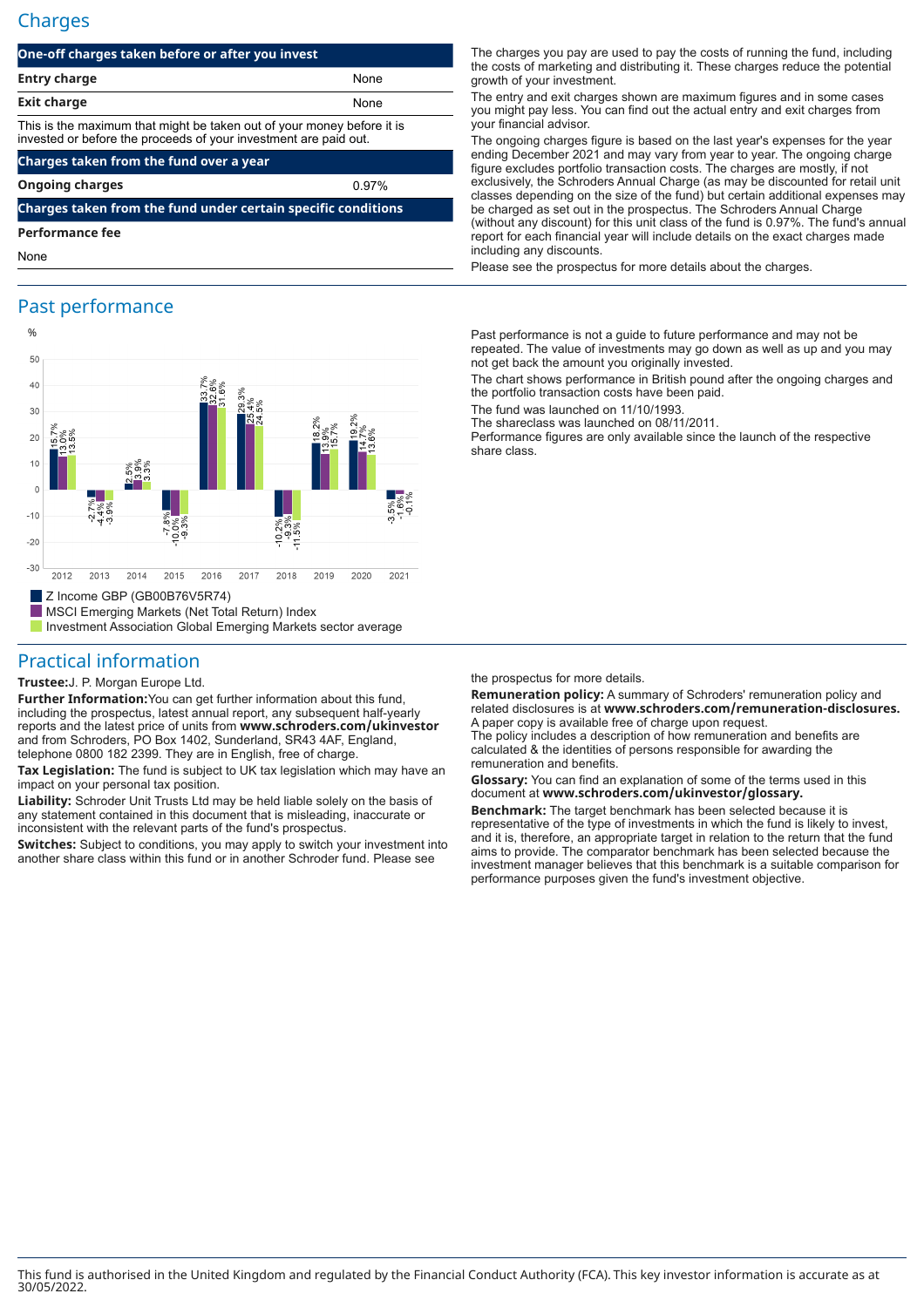## Charges

| One-off charges taken before or after you invest | |
|---|---|
| **Entry charge** | None |
| **Exit charge** | None |
| This is the maximum that might be taken out of your money before it is invested or before the proceeds of your investment are paid out. | |
| **Charges taken from the fund over a year** | |
| **Ongoing charges** | 0.97% |
| **Charges taken from the fund under certain specific conditions** | |
| **Performance fee** | |
| None | |

The charges you pay are used to pay the costs of running the fund, including the costs of marketing and distributing it. These charges reduce the potential growth of your investment.

The entry and exit charges shown are maximum figures and in some cases you might pay less. You can find out the actual entry and exit charges from your financial advisor.

The ongoing charges figure is based on the last year's expenses for the year ending December 2021 and may vary from year to year. The ongoing charge figure excludes portfolio transaction costs. The charges are mostly, if not exclusively, the Schroders Annual Charge (as may be discounted for retail unit classes depending on the size of the fund) but certain additional expenses may be charged as set out in the prospectus. The Schroders Annual Charge (without any discount) for this unit class of the fund is 0.97%. The fund's annual report for each financial year will include details on the exact charges made including any discounts.

Please see the prospectus for more details about the charges.

## Past performance

%

50
40
30
20
10
0
-10
-20
-30

2012: 15.7% 13.0% 13.5%
2013: -2.7% -4.4% -3.9%
2014: 2.5% 3.9% 3.3%
2015: -7.8% -10.0% -9.3%
2016: 33.7% 32.6% 31.6%
2017: 29.3% 25.4% 24.5%
2018: -10.2% -9.3% -11.5%
2019: 18.2% 13.9% 15.7%
2020: 19.2% 14.7% 13.6%
2021: -3.5% -1.6% -0.1%

Z Income GBP (GB00B76V5R74)
MSCI Emerging Markets (Net Total Return) Index
Investment Association Global Emerging Markets sector average

Past performance is not a guide to future performance and may not be repeated. The value of investments may go down as well as up and you may not get back the amount you originally invested.

The chart shows performance in British pound after the ongoing charges and the portfolio transaction costs have been paid.

The fund was launched on 11/10/1993.

The shareclass was launched on 08/11/2011.

Performance figures are only available since the launch of the respective share class.

## Practical information

**Trustee:**J. P. Morgan Europe Ltd.

**Further Information:**You can get further information about this fund, including the prospectus, latest annual report, any subsequent half-yearly reports and the latest price of units from **www.schroders.com/ukinvestor** and from Schroders, PO Box 1402, Sunderland, SR43 4AF, England, telephone 0800 182 2399. They are in English, free of charge.

**Tax Legislation:** The fund is subject to UK tax legislation which may have an impact on your personal tax position.

**Liability:** Schroder Unit Trusts Ltd may be held liable solely on the basis of any statement contained in this document that is misleading, inaccurate or inconsistent with the relevant parts of the fund's prospectus.

**Switches:** Subject to conditions, you may apply to switch your investment into another share class within this fund or in another Schroder fund. Please see the prospectus for more details.

**Remuneration policy:** A summary of Schroders' remuneration policy and related disclosures is at **www.schroders.com/remuneration-disclosures.** A paper copy is available free of charge upon request.
The policy includes a description of how remuneration and benefits are calculated & the identities of persons responsible for awarding the remuneration and benefits.

**Glossary:** You can find an explanation of some of the terms used in this document at **www.schroders.com/ukinvestor/glossary.**

**Benchmark:** The target benchmark has been selected because it is representative of the type of investments in which the fund is likely to invest, and it is, therefore, an appropriate target in relation to the return that the fund aims to provide. The comparator benchmark has been selected because the investment manager believes that this benchmark is a suitable comparison for performance purposes given the fund's investment objective.

This fund is authorised in the United Kingdom and regulated by the Financial Conduct Authority (FCA). This key investor information is accurate as at 30/05/2022.